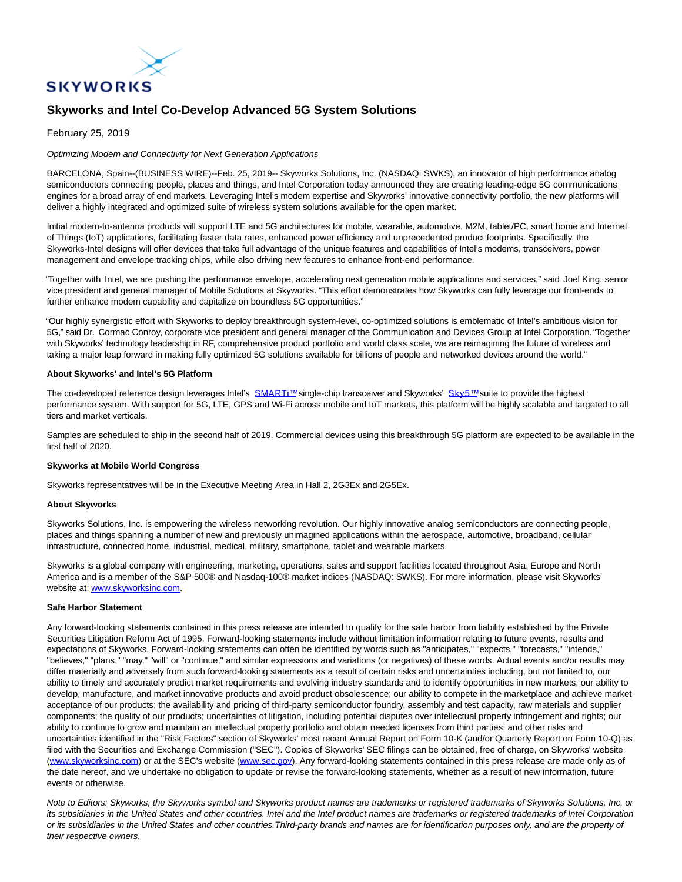# Skyworks and Intel Co-Develop Advanced 5G System Solutions

February 25, 2019

*Optimizing Modem and Connectivity for Next Generation Applications*

BARCELONA, Spain--(BUSINESS WIRE)--Feb. 25, 2019-- Skyworks Solutions, Inc. (NASDAQ: SWKS), an innovator of high performance analog semiconductors connecting people, places and things, and Intel Corporation today announced they are creating leading-edge 5G communications engines for a broad array of end markets. Leveraging Intel's modem expertise and Skyworks' innovative connectivity portfolio, the new platforms will deliver a highly integrated and optimized suite of wireless system solutions available for the open market.

Initial modem-to-antenna products will support LTE and 5G architectures for mobile, wearable, automotive, M2M, tablet/PC, smart home and Internet of Things (IoT) applications, facilitating faster data rates, enhanced power efficiency and unprecedented product footprints. Specifically, the Skyworks-Intel designs will offer devices that take full advantage of the unique features and capabilities of Intel's modems, transceivers, power management and envelope tracking chips, while also driving new features to enhance front-end performance.

"Together with Intel, we are pushing the performance envelope, accelerating next generation mobile applications and services," said Joel King, senior vice president and general manager of Mobile Solutions at Skyworks. "This effort demonstrates how Skyworks can fully leverage our front-ends to further enhance modem capability and capitalize on boundless 5G opportunities."

"Our highly synergistic effort with Skyworks to deploy breakthrough system-level, co-optimized solutions is emblematic of Intel's ambitious vision for 5G," said Dr. Cormac Conroy, corporate vice president and general manager of the Communication and Devices Group at Intel Corporation. "Together with Skyworks' technology leadership in RF, comprehensive product portfolio and world class scale, we are reimagining the future of wireless and taking a major leap forward in making fully optimized 5G solutions available for billions of people and networked devices around the world."

**About Skyworks' and Intel's 5G Platform**

The co-developed reference design leverages Intel's SMARTi™ single-chip transceiver and Skyworks' Sky5™ suite to provide the highest performance system. With support for 5G, LTE, GPS and Wi-Fi across mobile and IoT markets, this platform will be highly scalable and targeted to all tiers and market verticals.

Samples are scheduled to ship in the second half of 2019. Commercial devices using this breakthrough 5G platform are expected to be available in the first half of 2020.

**Skyworks at Mobile World Congress**

Skyworks representatives will be in the Executive Meeting Area in Hall 2, 2G3Ex and 2G5Ex.

**About Skyworks**

Skyworks Solutions, Inc. is empowering the wireless networking revolution. Our highly innovative analog semiconductors are connecting people, places and things spanning a number of new and previously unimagined applications within the aerospace, automotive, broadband, cellular infrastructure, connected home, industrial, medical, military, smartphone, tablet and wearable markets.

Skyworks is a global company with engineering, marketing, operations, sales and support facilities located throughout Asia, Europe and North America and is a member of the S&P 500® and Nasdaq-100® market indices (NASDAQ: SWKS). For more information, please visit Skyworks' website at: www.skyworksinc.com.

**Safe Harbor Statement**

Any forward-looking statements contained in this press release are intended to qualify for the safe harbor from liability established by the Private Securities Litigation Reform Act of 1995. Forward-looking statements include without limitation information relating to future events, results and expectations of Skyworks. Forward-looking statements can often be identified by words such as "anticipates," "expects," "forecasts," "intends," "believes," "plans," "may," "will" or "continue," and similar expressions and variations (or negatives) of these words. Actual events and/or results may differ materially and adversely from such forward-looking statements as a result of certain risks and uncertainties including, but not limited to, our ability to timely and accurately predict market requirements and evolving industry standards and to identify opportunities in new markets; our ability to develop, manufacture, and market innovative products and avoid product obsolescence; our ability to compete in the marketplace and achieve market acceptance of our products; the availability and pricing of third-party semiconductor foundry, assembly and test capacity, raw materials and supplier components; the quality of our products; uncertainties of litigation, including potential disputes over intellectual property infringement and rights; our ability to continue to grow and maintain an intellectual property portfolio and obtain needed licenses from third parties; and other risks and uncertainties identified in the "Risk Factors" section of Skyworks' most recent Annual Report on Form 10-K (and/or Quarterly Report on Form 10-Q) as filed with the Securities and Exchange Commission ("SEC"). Copies of Skyworks' SEC filings can be obtained, free of charge, on Skyworks' website (www.skyworksinc.com) or at the SEC's website (www.sec.gov). Any forward-looking statements contained in this press release are made only as of the date hereof, and we undertake no obligation to update or revise the forward-looking statements, whether as a result of new information, future events or otherwise.

*Note to Editors: Skyworks, the Skyworks symbol and Skyworks product names are trademarks or registered trademarks of Skyworks Solutions, Inc. or its subsidiaries in the United States and other countries. Intel and the Intel product names are trademarks or registered trademarks of Intel Corporation or its subsidiaries in the United States and other countries. Third-party brands and names are for identification purposes only, and are the property of their respective owners.*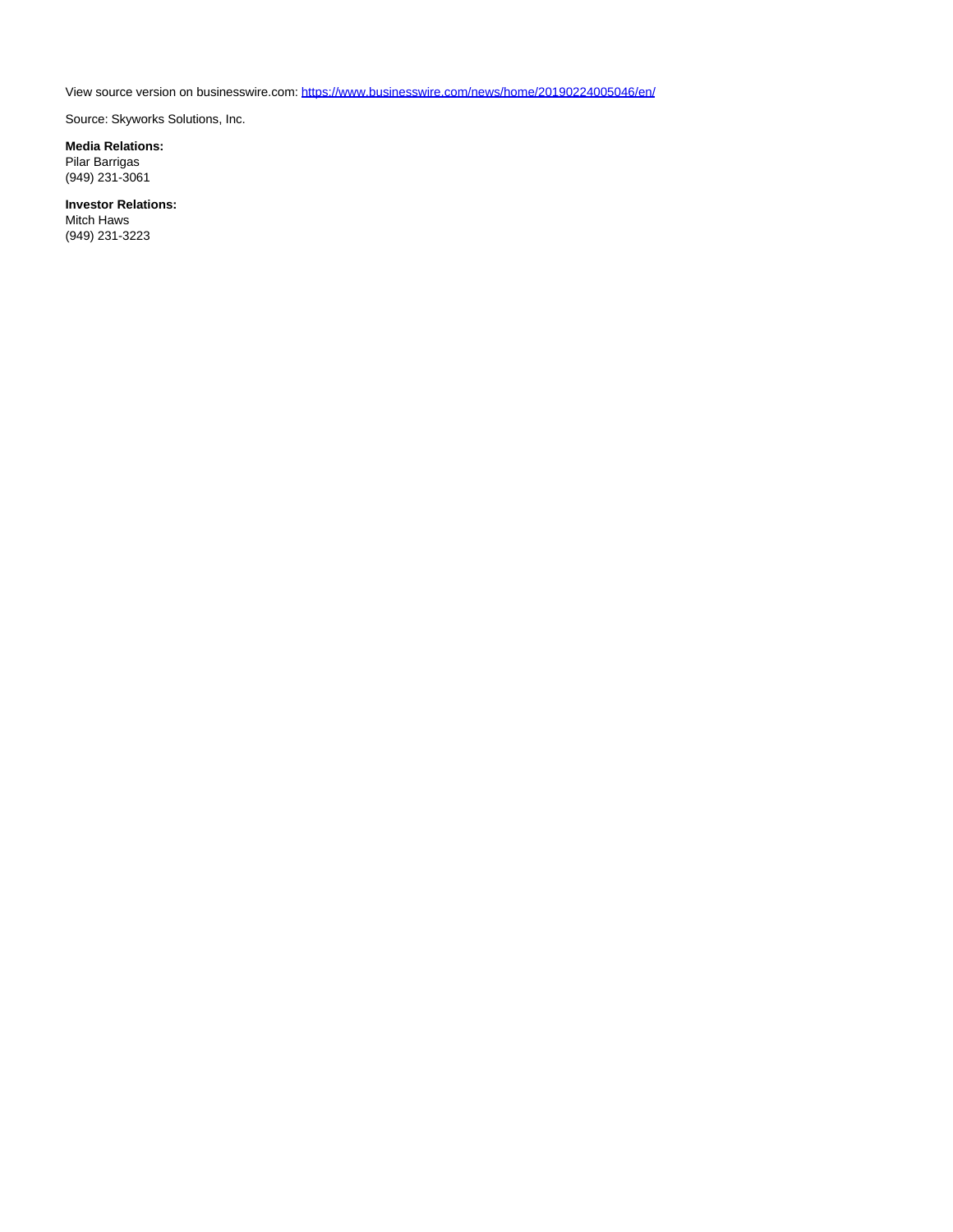View source version on businesswire.com: https://www.businesswire.com/news/home/20190224005046/en/

Source: Skyworks Solutions, Inc.

**Media Relations:**
Pilar Barrigas
(949) 231-3061

**Investor Relations:**
Mitch Haws
(949) 231-3223